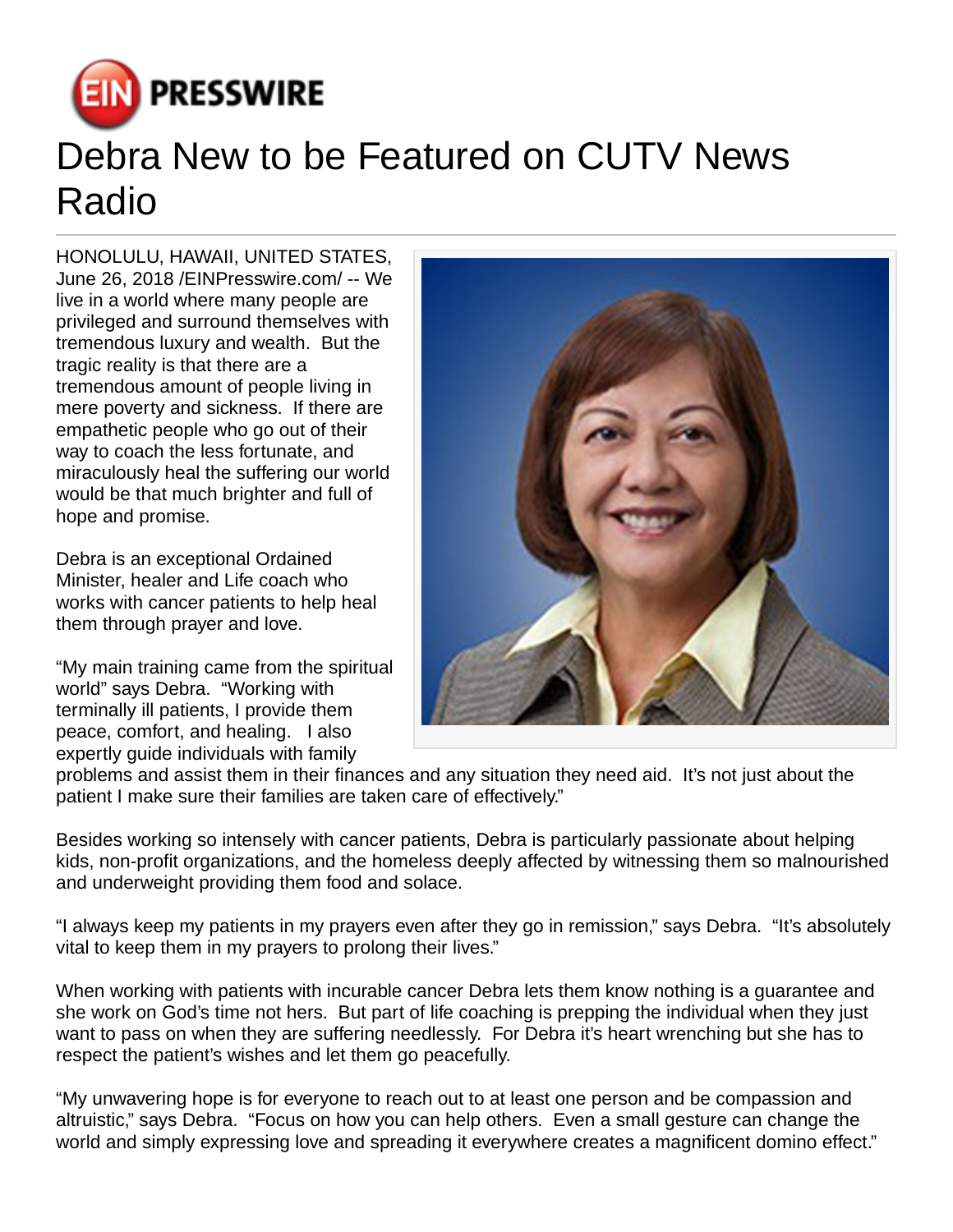# Debra New to be Featured on CUTV News Radio

HONOLULU, HAWAII, UNITED STATES, June 26, 2018 /EINPresswire.com/ -- We live in a world where many people are privileged and surround themselves with tremendous luxury and wealth. But the tragic reality is that there are a tremendous amount of people living in mere poverty and sickness. If there are empathetic people who go out of their way to coach the less fortunate, and miraculously heal the suffering our world would be that much brighter and full of hope and promise.

Debra is an exceptional Ordained Minister, healer and Life coach who works with cancer patients to help heal them through prayer and love.

“My main training came from the spiritual world” says Debra. “Working with terminally ill patients, I provide them peace, comfort, and healing. I also expertly guide individuals with family problems and assist them in their finances and any situation they need aid. It’s not just about the patient I make sure their families are taken care of effectively.”

Besides working so intensely with cancer patients, Debra is particularly passionate about helping kids, non-profit organizations, and the homeless deeply affected by witnessing them so malnourished and underweight providing them food and solace.

“I always keep my patients in my prayers even after they go in remission,” says Debra. “It’s absolutely vital to keep them in my prayers to prolong their lives.”

When working with patients with incurable cancer Debra lets them know nothing is a guarantee and she work on God’s time not hers. But part of life coaching is prepping the individual when they just want to pass on when they are suffering needlessly. For Debra it’s heart wrenching but she has to respect the patient’s wishes and let them go peacefully.

“My unwavering hope is for everyone to reach out to at least one person and be compassion and altruistic,” says Debra. “Focus on how you can help others. Even a small gesture can change the world and simply expressing love and spreading it everywhere creates a magnificent domino effect.”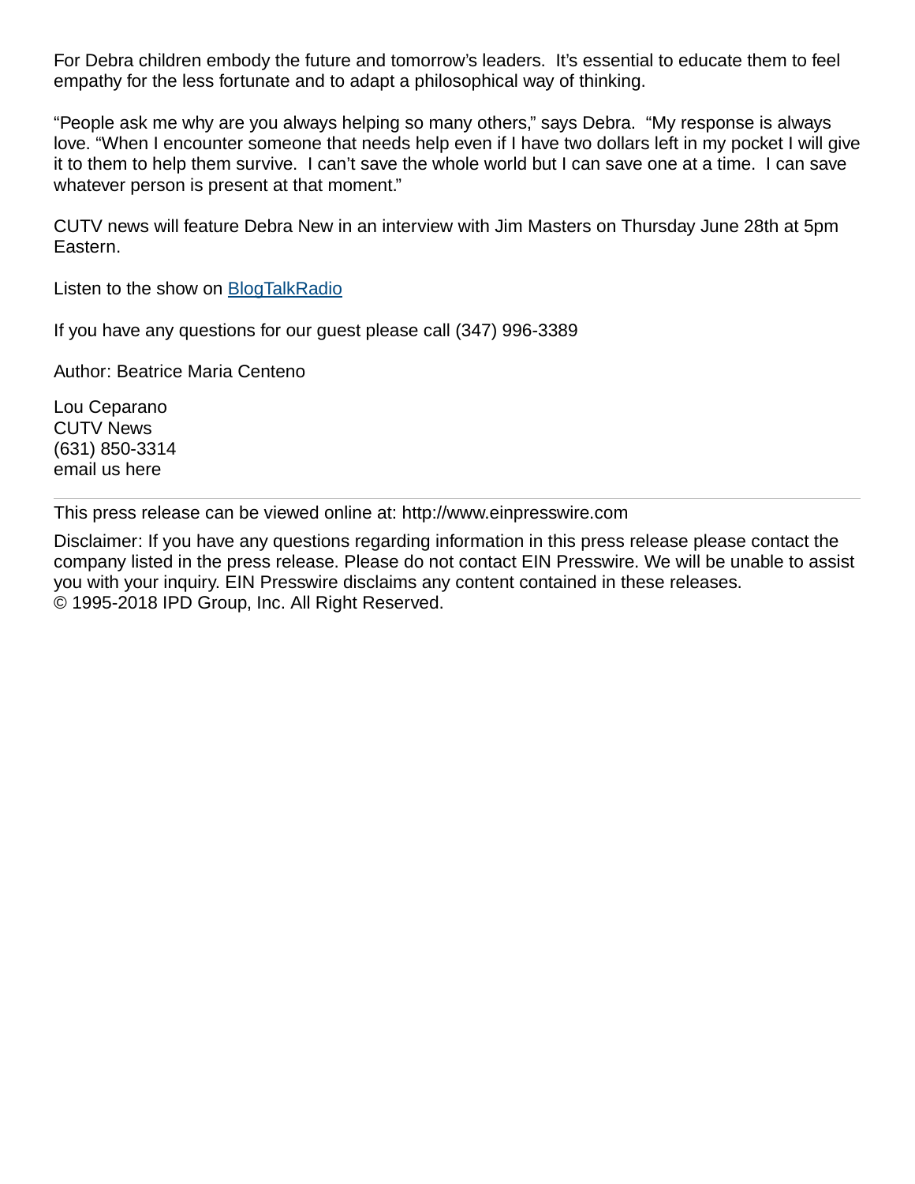For Debra children embody the future and tomorrow's leaders.  It's essential to educate them to feel empathy for the less fortunate and to adapt a philosophical way of thinking.

"People ask me why are you always helping so many others," says Debra.  "My response is always love. "When I encounter someone that needs help even if I have two dollars left in my pocket I will give it to them to help them survive.  I can't save the whole world but I can save one at a time.  I can save whatever person is present at that moment."

CUTV news will feature Debra New in an interview with Jim Masters on Thursday June 28th at 5pm Eastern.

Listen to the show on BlogTalkRadio

If you have any questions for our guest please call (347) 996-3389

Author: Beatrice Maria Centeno

Lou Ceparano
CUTV News
(631) 850-3314
email us here

---

This press release can be viewed online at: http://www.einpresswire.com

Disclaimer: If you have any questions regarding information in this press release please contact the company listed in the press release. Please do not contact EIN Presswire. We will be unable to assist you with your inquiry. EIN Presswire disclaims any content contained in these releases.
© 1995-2018 IPD Group, Inc. All Right Reserved.